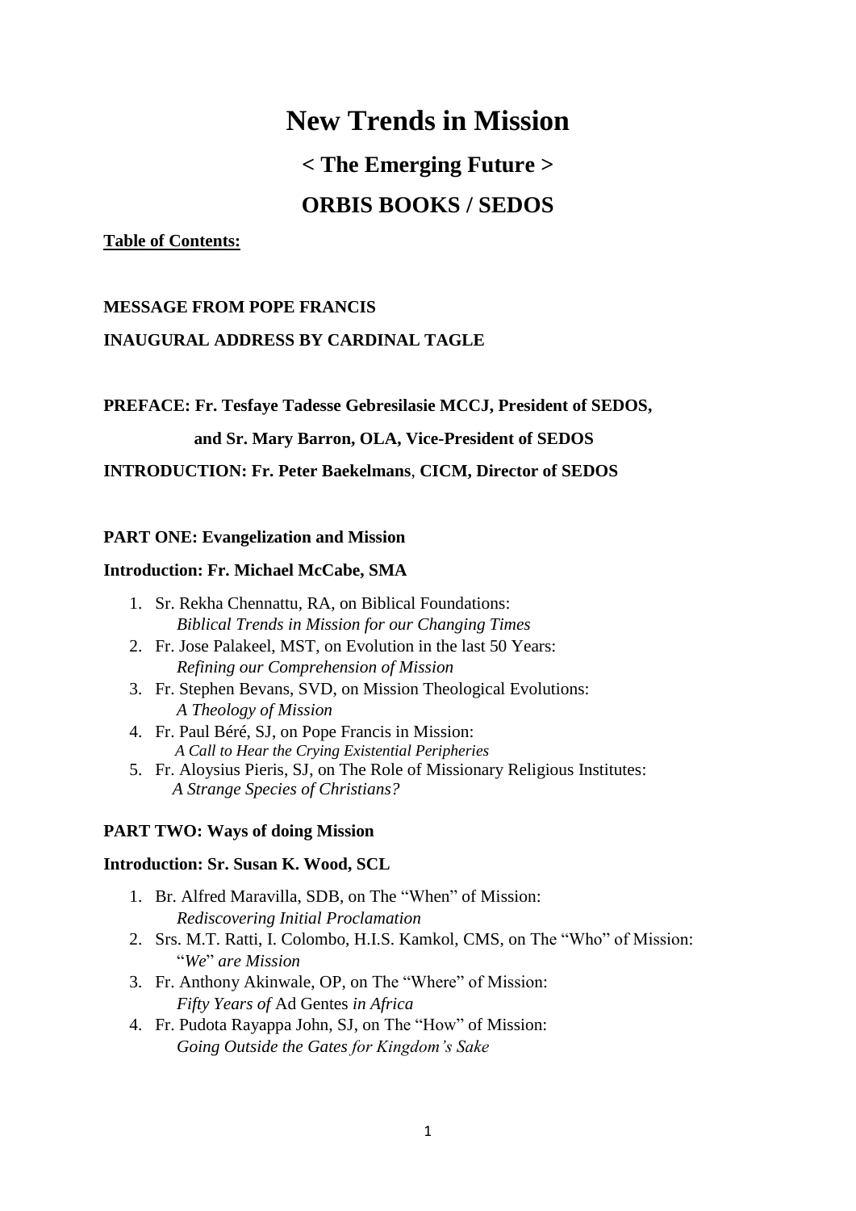# New Trends in Mission

## < The Emerging Future >

## ORBIS BOOKS / SEDOS

**Table of Contents:**

**MESSAGE FROM POPE FRANCIS**

**INAUGURAL ADDRESS BY CARDINAL TAGLE**

**PREFACE: Fr. Tesfaye Tadesse Gebresilasie MCCJ, President of SEDOS,**

**and Sr. Mary Barron, OLA, Vice-President of SEDOS**

**INTRODUCTION: Fr. Peter Baekelmans, CICM, Director of SEDOS**

**PART ONE: Evangelization and Mission**

**Introduction: Fr. Michael McCabe, SMA**

1. Sr. Rekha Chennattu, RA, on Biblical Foundations:
   *Biblical Trends in Mission for our Changing Times*
2. Fr. Jose Palakeel, MST, on Evolution in the last 50 Years:
   *Refining our Comprehension of Mission*
3. Fr. Stephen Bevans, SVD, on Mission Theological Evolutions:
   *A Theology of Mission*
4. Fr. Paul Béré, SJ, on Pope Francis in Mission:
   *A Call to Hear the Crying Existential Peripheries*
5. Fr. Aloysius Pieris, SJ, on The Role of Missionary Religious Institutes:
   *A Strange Species of Christians?*

**PART TWO: Ways of doing Mission**

**Introduction: Sr. Susan K. Wood, SCL**

1. Br. Alfred Maravilla, SDB, on The "When" of Mission:
   *Rediscovering Initial Proclamation*
2. Srs. M.T. Ratti, I. Colombo, H.I.S. Kamkol, CMS, on The "Who" of Mission:
   "*We*" *are Mission*
3. Fr. Anthony Akinwale, OP, on The "Where" of Mission:
   *Fifty Years of* Ad Gentes *in Africa*
4. Fr. Pudota Rayappa John, SJ, on The "How" of Mission:
   *Going Outside the Gates for Kingdom's Sake*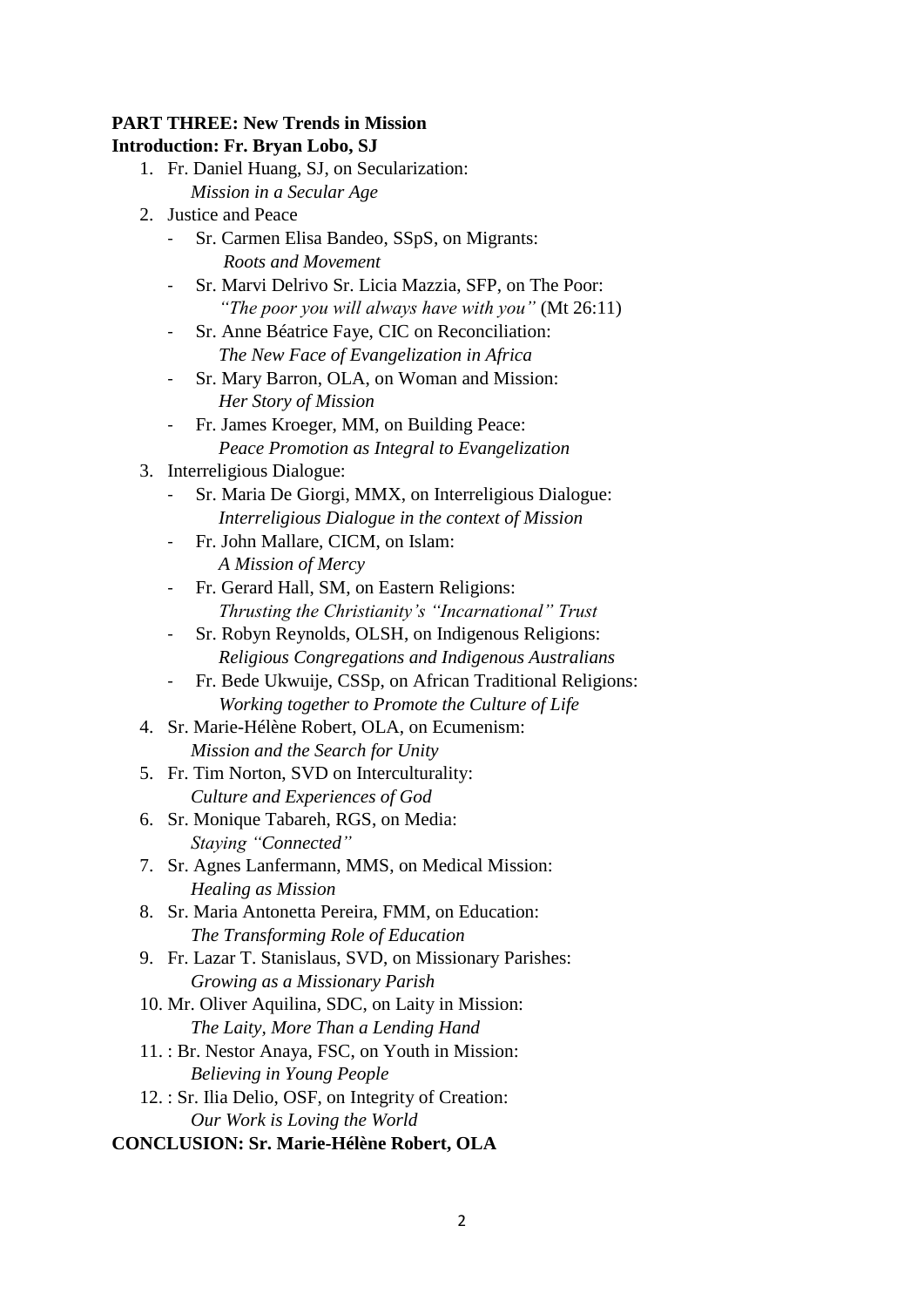**PART THREE: New Trends in Mission**
**Introduction: Fr. Bryan Lobo, SJ**

1. Fr. Daniel Huang, SJ, on Secularization:
   *Mission in a Secular Age*
2. Justice and Peace
   - Sr. Carmen Elisa Bandeo, SSpS, on Migrants:
     *Roots and Movement*
   - Sr. Marvi Delrivo Sr. Licia Mazzia, SFP, on The Poor:
     *"The poor you will always have with you"* (Mt 26:11)
   - Sr. Anne Béatrice Faye, CIC on Reconciliation:
     *The New Face of Evangelization in Africa*
   - Sr. Mary Barron, OLA, on Woman and Mission:
     *Her Story of Mission*
   - Fr. James Kroeger, MM, on Building Peace:
     *Peace Promotion as Integral to Evangelization*
3. Interreligious Dialogue:
   - Sr. Maria De Giorgi, MMX, on Interreligious Dialogue:
     *Interreligious Dialogue in the context of Mission*
   - Fr. John Mallare, CICM, on Islam:
     *A Mission of Mercy*
   - Fr. Gerard Hall, SM, on Eastern Religions:
     *Thrusting the Christianity's "Incarnational" Trust*
   - Sr. Robyn Reynolds, OLSH, on Indigenous Religions:
     *Religious Congregations and Indigenous Australians*
   - Fr. Bede Ukwuije, CSSp, on African Traditional Religions:
     *Working together to Promote the Culture of Life*
4. Sr. Marie-Hélène Robert, OLA, on Ecumenism:
   *Mission and the Search for Unity*
5. Fr. Tim Norton, SVD on Interculturality:
   *Culture and Experiences of God*
6. Sr. Monique Tabareh, RGS, on Media:
   *Staying "Connected"*
7. Sr. Agnes Lanfermann, MMS, on Medical Mission:
   *Healing as Mission*
8. Sr. Maria Antonetta Pereira, FMM, on Education:
   *The Transforming Role of Education*
9. Fr. Lazar T. Stanislaus, SVD, on Missionary Parishes:
   *Growing as a Missionary Parish*
10. Mr. Oliver Aquilina, SDC, on Laity in Mission:
    *The Laity, More Than a Lending Hand*
11. : Br. Nestor Anaya, FSC, on Youth in Mission:
    *Believing in Young People*
12. : Sr. Ilia Delio, OSF, on Integrity of Creation:
    *Our Work is Loving the World*

**CONCLUSION: Sr. Marie-Hélène Robert, OLA**